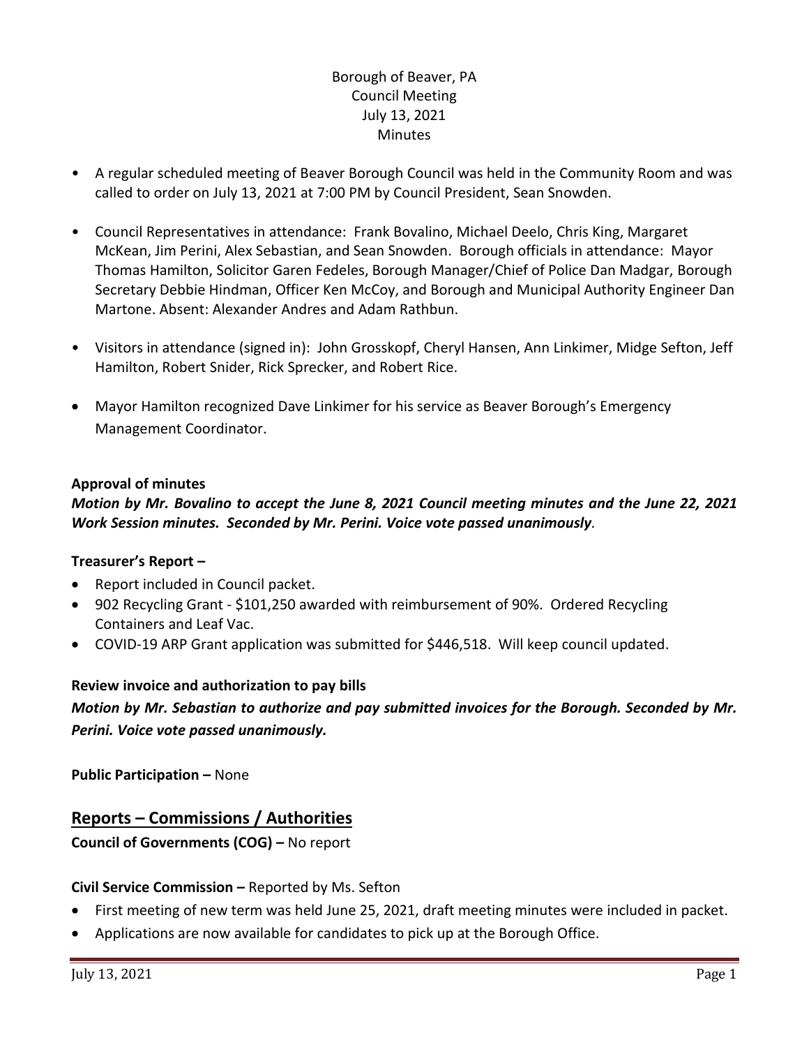# Borough of Beaver, PA
## Council Meeting
## July 13, 2021
## Minutes

- A regular scheduled meeting of Beaver Borough Council was held in the Community Room and was called to order on July 13, 2021 at 7:00 PM by Council President, Sean Snowden.
- Council Representatives in attendance: Frank Bovalino, Michael Deelo, Chris King, Margaret McKean, Jim Perini, Alex Sebastian, and Sean Snowden. Borough officials in attendance: Mayor Thomas Hamilton, Solicitor Garen Fedeles, Borough Manager/Chief of Police Dan Madgar, Borough Secretary Debbie Hindman, Officer Ken McCoy, and Borough and Municipal Authority Engineer Dan Martone. Absent: Alexander Andres and Adam Rathbun.
- Visitors in attendance (signed in): John Grosskopf, Cheryl Hansen, Ann Linkimer, Midge Sefton, Jeff Hamilton, Robert Snider, Rick Sprecker, and Robert Rice.
- Mayor Hamilton recognized Dave Linkimer for his service as Beaver Borough's Emergency Management Coordinator.

**Approval of minutes**

***Motion by Mr. Bovalino to accept the June 8, 2021 Council meeting minutes and the June 22, 2021 Work Session minutes. Seconded by Mr. Perini. Voice vote passed unanimously.***

**Treasurer's Report –**

- Report included in Council packet.
- 902 Recycling Grant - $101,250 awarded with reimbursement of 90%. Ordered Recycling Containers and Leaf Vac.
- COVID-19 ARP Grant application was submitted for $446,518. Will keep council updated.

**Review invoice and authorization to pay bills**

***Motion by Mr. Sebastian to authorize and pay submitted invoices for the Borough. Seconded by Mr. Perini. Voice vote passed unanimously.***

**Public Participation –** None

## Reports – Commissions / Authorities

**Council of Governments (COG) –** No report

**Civil Service Commission –** Reported by Ms. Sefton

- First meeting of new term was held June 25, 2021, draft meeting minutes were included in packet.
- Applications are now available for candidates to pick up at the Borough Office.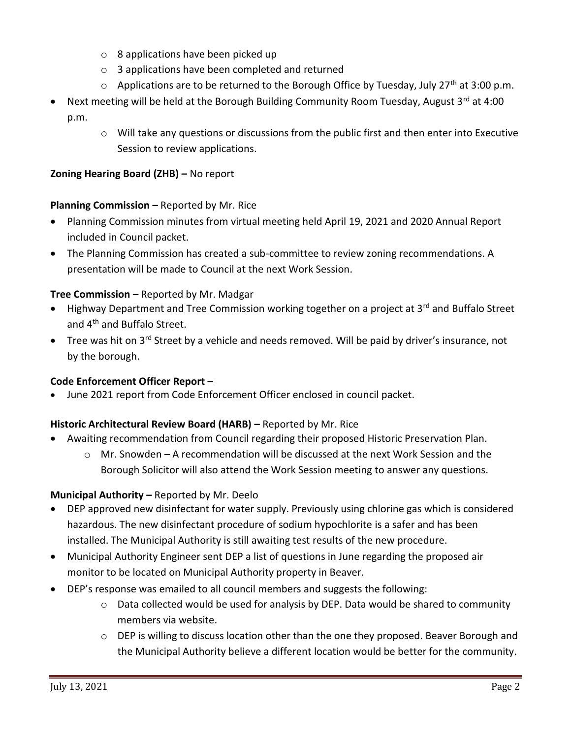- 8 applications have been picked up
    - 3 applications have been completed and returned
    - Applications are to be returned to the Borough Office by Tuesday, July 27th at 3:00 p.m.
- Next meeting will be held at the Borough Building Community Room Tuesday, August 3rd at 4:00 p.m.
    - Will take any questions or discussions from the public first and then enter into Executive Session to review applications.

**Zoning Hearing Board (ZHB) –** No report

**Planning Commission –** Reported by Mr. Rice

- Planning Commission minutes from virtual meeting held April 19, 2021 and 2020 Annual Report included in Council packet.
- The Planning Commission has created a sub-committee to review zoning recommendations. A presentation will be made to Council at the next Work Session.

**Tree Commission –** Reported by Mr. Madgar

- Highway Department and Tree Commission working together on a project at 3rd and Buffalo Street and 4th and Buffalo Street.
- Tree was hit on 3rd Street by a vehicle and needs removed. Will be paid by driver's insurance, not by the borough.

**Code Enforcement Officer Report –**

- June 2021 report from Code Enforcement Officer enclosed in council packet.

**Historic Architectural Review Board (HARB) –** Reported by Mr. Rice

- Awaiting recommendation from Council regarding their proposed Historic Preservation Plan.
    - Mr. Snowden – A recommendation will be discussed at the next Work Session and the Borough Solicitor will also attend the Work Session meeting to answer any questions.

**Municipal Authority –** Reported by Mr. Deelo

- DEP approved new disinfectant for water supply. Previously using chlorine gas which is considered hazardous. The new disinfectant procedure of sodium hypochlorite is a safer and has been installed. The Municipal Authority is still awaiting test results of the new procedure.
- Municipal Authority Engineer sent DEP a list of questions in June regarding the proposed air monitor to be located on Municipal Authority property in Beaver.
- DEP's response was emailed to all council members and suggests the following:
    - Data collected would be used for analysis by DEP. Data would be shared to community members via website.
    - DEP is willing to discuss location other than the one they proposed. Beaver Borough and the Municipal Authority believe a different location would be better for the community.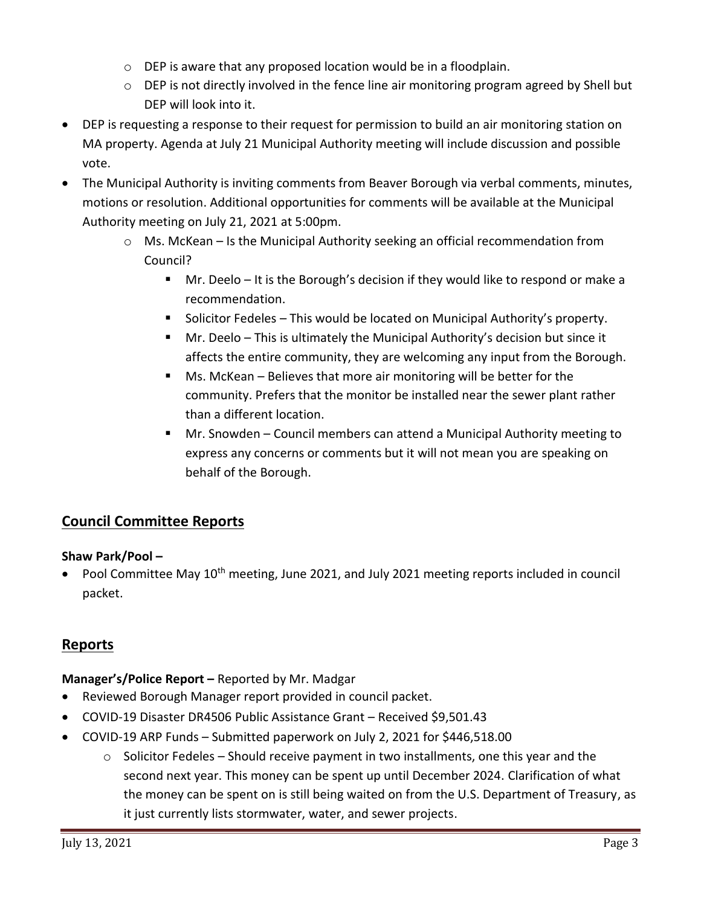- DEP is aware that any proposed location would be in a floodplain.
    - DEP is not directly involved in the fence line air monitoring program agreed by Shell but DEP will look into it.
- DEP is requesting a response to their request for permission to build an air monitoring station on MA property. Agenda at July 21 Municipal Authority meeting will include discussion and possible vote.
- The Municipal Authority is inviting comments from Beaver Borough via verbal comments, minutes, motions or resolution. Additional opportunities for comments will be available at the Municipal Authority meeting on July 21, 2021 at 5:00pm.
    - Ms. McKean – Is the Municipal Authority seeking an official recommendation from Council?
        - Mr. Deelo – It is the Borough's decision if they would like to respond or make a recommendation.
        - Solicitor Fedeles – This would be located on Municipal Authority's property.
        - Mr. Deelo – This is ultimately the Municipal Authority's decision but since it affects the entire community, they are welcoming any input from the Borough.
        - Ms. McKean – Believes that more air monitoring will be better for the community. Prefers that the monitor be installed near the sewer plant rather than a different location.
        - Mr. Snowden – Council members can attend a Municipal Authority meeting to express any concerns or comments but it will not mean you are speaking on behalf of the Borough.

## Council Committee Reports

**Shaw Park/Pool –**

- Pool Committee May 10th meeting, June 2021, and July 2021 meeting reports included in council packet.

## Reports

**Manager's/Police Report –** Reported by Mr. Madgar

- Reviewed Borough Manager report provided in council packet.
- COVID-19 Disaster DR4506 Public Assistance Grant – Received $9,501.43
- COVID-19 ARP Funds – Submitted paperwork on July 2, 2021 for $446,518.00
    - Solicitor Fedeles – Should receive payment in two installments, one this year and the second next year. This money can be spent up until December 2024. Clarification of what the money can be spent on is still being waited on from the U.S. Department of Treasury, as it just currently lists stormwater, water, and sewer projects.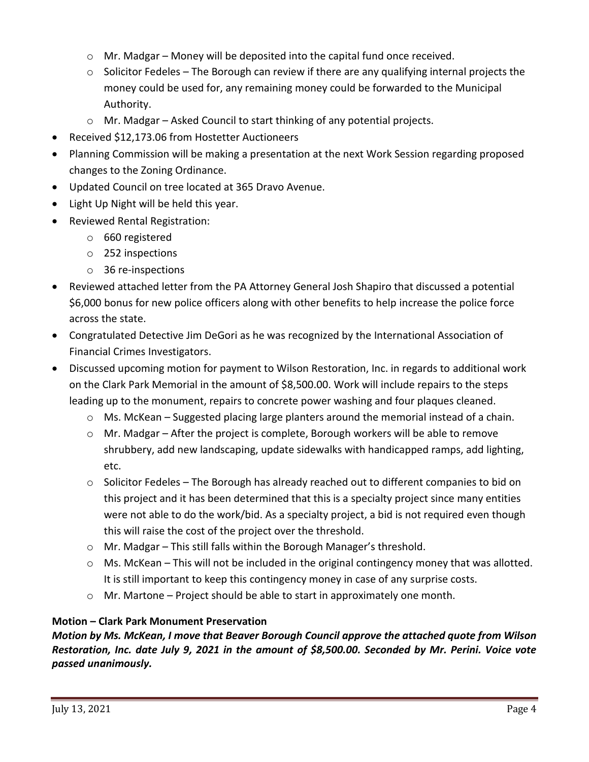- Mr. Madgar – Money will be deposited into the capital fund once received.
  - Solicitor Fedeles – The Borough can review if there are any qualifying internal projects the money could be used for, any remaining money could be forwarded to the Municipal Authority.
  - Mr. Madgar – Asked Council to start thinking of any potential projects.
- Received $12,173.06 from Hostetter Auctioneers
- Planning Commission will be making a presentation at the next Work Session regarding proposed changes to the Zoning Ordinance.
- Updated Council on tree located at 365 Dravo Avenue.
- Light Up Night will be held this year.
- Reviewed Rental Registration:
  - 660 registered
  - 252 inspections
  - 36 re-inspections
- Reviewed attached letter from the PA Attorney General Josh Shapiro that discussed a potential $6,000 bonus for new police officers along with other benefits to help increase the police force across the state.
- Congratulated Detective Jim DeGori as he was recognized by the International Association of Financial Crimes Investigators.
- Discussed upcoming motion for payment to Wilson Restoration, Inc. in regards to additional work on the Clark Park Memorial in the amount of $8,500.00. Work will include repairs to the steps leading up to the monument, repairs to concrete power washing and four plaques cleaned.
  - Ms. McKean – Suggested placing large planters around the memorial instead of a chain.
  - Mr. Madgar – After the project is complete, Borough workers will be able to remove shrubbery, add new landscaping, update sidewalks with handicapped ramps, add lighting, etc.
  - Solicitor Fedeles – The Borough has already reached out to different companies to bid on this project and it has been determined that this is a specialty project since many entities were not able to do the work/bid. As a specialty project, a bid is not required even though this will raise the cost of the project over the threshold.
  - Mr. Madgar – This still falls within the Borough Manager's threshold.
  - Ms. McKean – This will not be included in the original contingency money that was allotted. It is still important to keep this contingency money in case of any surprise costs.
  - Mr. Martone – Project should be able to start in approximately one month.

**Motion – Clark Park Monument Preservation**

***Motion by Ms. McKean, I move that Beaver Borough Council approve the attached quote from Wilson Restoration, Inc. date July 9, 2021 in the amount of $8,500.00. Seconded by Mr. Perini. Voice vote passed unanimously.***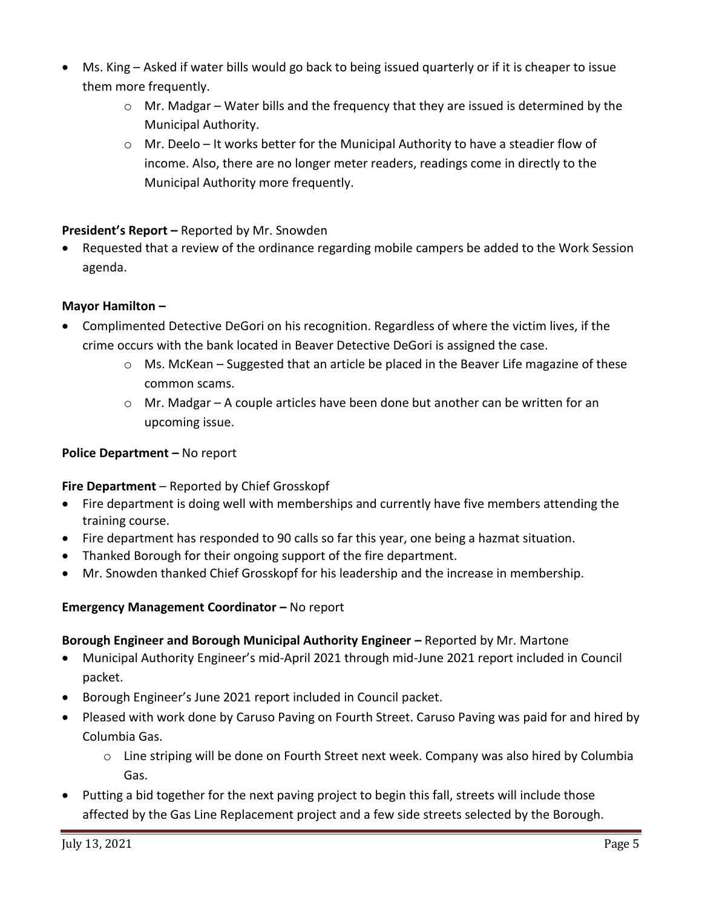- Ms. King – Asked if water bills would go back to being issued quarterly or if it is cheaper to issue them more frequently.
    - Mr. Madgar – Water bills and the frequency that they are issued is determined by the Municipal Authority.
    - Mr. Deelo – It works better for the Municipal Authority to have a steadier flow of income. Also, there are no longer meter readers, readings come in directly to the Municipal Authority more frequently.

**President's Report –** Reported by Mr. Snowden

- Requested that a review of the ordinance regarding mobile campers be added to the Work Session agenda.

**Mayor Hamilton –**

- Complimented Detective DeGori on his recognition. Regardless of where the victim lives, if the crime occurs with the bank located in Beaver Detective DeGori is assigned the case.
    - Ms. McKean – Suggested that an article be placed in the Beaver Life magazine of these common scams.
    - Mr. Madgar – A couple articles have been done but another can be written for an upcoming issue.

**Police Department –** No report

**Fire Department** – Reported by Chief Grosskopf

- Fire department is doing well with memberships and currently have five members attending the training course.
- Fire department has responded to 90 calls so far this year, one being a hazmat situation.
- Thanked Borough for their ongoing support of the fire department.
- Mr. Snowden thanked Chief Grosskopf for his leadership and the increase in membership.

**Emergency Management Coordinator –** No report

**Borough Engineer and Borough Municipal Authority Engineer –** Reported by Mr. Martone

- Municipal Authority Engineer's mid-April 2021 through mid-June 2021 report included in Council packet.
- Borough Engineer's June 2021 report included in Council packet.
- Pleased with work done by Caruso Paving on Fourth Street. Caruso Paving was paid for and hired by Columbia Gas.
    - Line striping will be done on Fourth Street next week. Company was also hired by Columbia Gas.
- Putting a bid together for the next paving project to begin this fall, streets will include those affected by the Gas Line Replacement project and a few side streets selected by the Borough.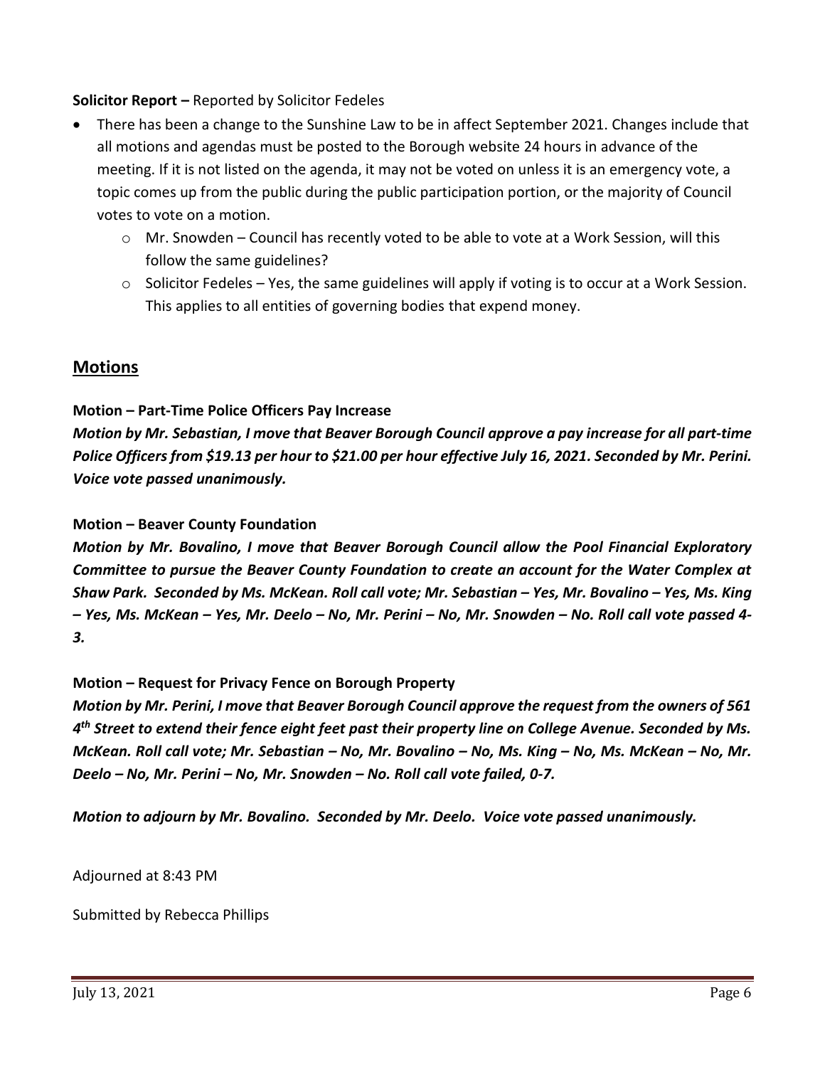**Solicitor Report –** Reported by Solicitor Fedeles

- There has been a change to the Sunshine Law to be in affect September 2021. Changes include that all motions and agendas must be posted to the Borough website 24 hours in advance of the meeting. If it is not listed on the agenda, it may not be voted on unless it is an emergency vote, a topic comes up from the public during the public participation portion, or the majority of Council votes to vote on a motion.
    - Mr. Snowden – Council has recently voted to be able to vote at a Work Session, will this follow the same guidelines?
    - Solicitor Fedeles – Yes, the same guidelines will apply if voting is to occur at a Work Session. This applies to all entities of governing bodies that expend money.

## Motions

**Motion – Part-Time Police Officers Pay Increase**

***Motion by Mr. Sebastian, I move that Beaver Borough Council approve a pay increase for all part-time Police Officers from $19.13 per hour to $21.00 per hour effective July 16, 2021. Seconded by Mr. Perini. Voice vote passed unanimously.***

**Motion – Beaver County Foundation**

***Motion by Mr. Bovalino, I move that Beaver Borough Council allow the Pool Financial Exploratory Committee to pursue the Beaver County Foundation to create an account for the Water Complex at Shaw Park. Seconded by Ms. McKean. Roll call vote; Mr. Sebastian – Yes, Mr. Bovalino – Yes, Ms. King – Yes, Ms. McKean – Yes, Mr. Deelo – No, Mr. Perini – No, Mr. Snowden – No. Roll call vote passed 4-3.***

**Motion – Request for Privacy Fence on Borough Property**

***Motion by Mr. Perini, I move that Beaver Borough Council approve the request from the owners of 561 4th Street to extend their fence eight feet past their property line on College Avenue. Seconded by Ms. McKean. Roll call vote; Mr. Sebastian – No, Mr. Bovalino – No, Ms. King – No, Ms. McKean – No, Mr. Deelo – No, Mr. Perini – No, Mr. Snowden – No. Roll call vote failed, 0-7.***

***Motion to adjourn by Mr. Bovalino. Seconded by Mr. Deelo. Voice vote passed unanimously.***

Adjourned at 8:43 PM

Submitted by Rebecca Phillips